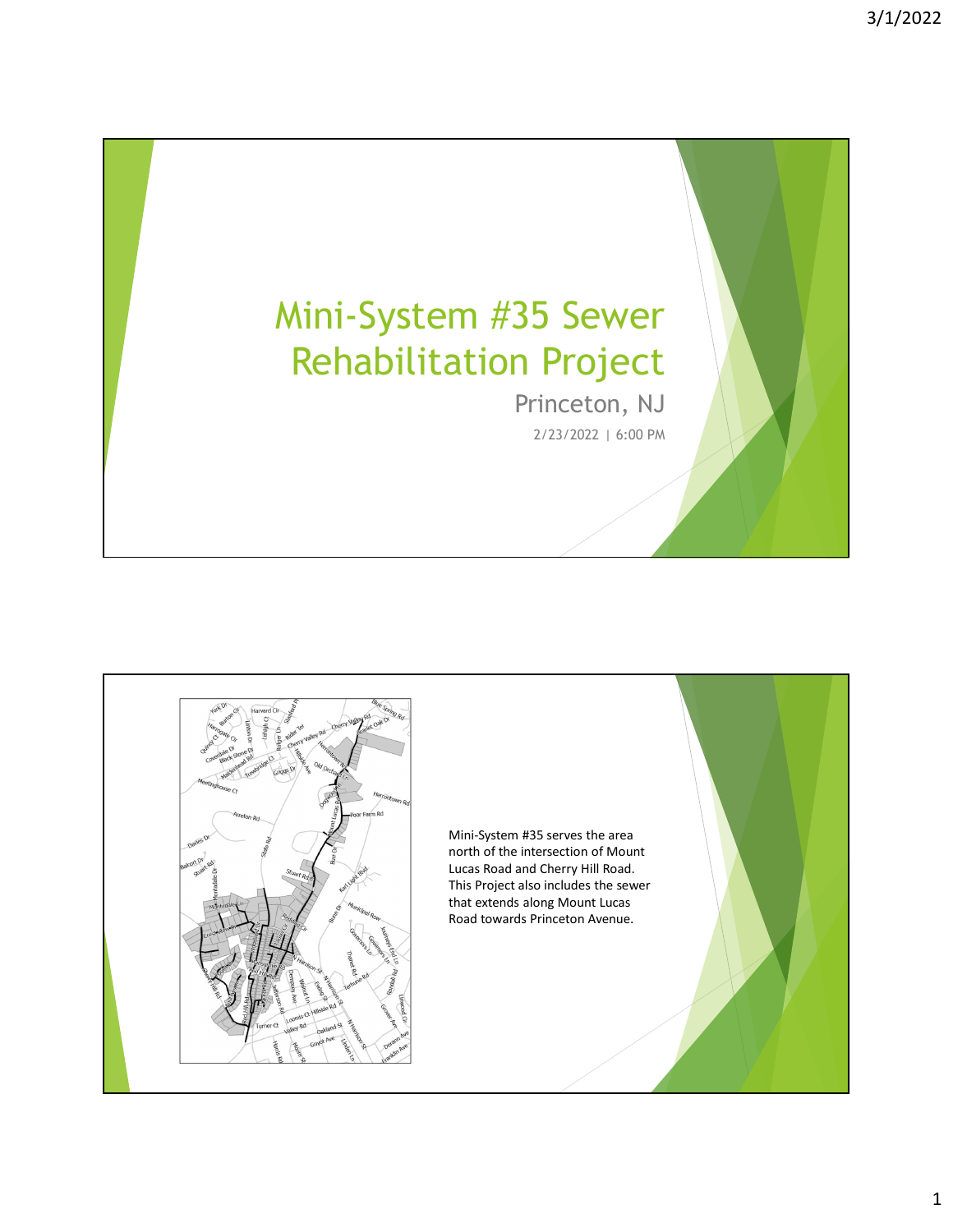# Mini-System #35 Sewer Rehabilitation Project

Princeton, NJ

2/23/2022 | 6:00 PM

---

Mini-System #35 serves the area north of the intersection of Mount Lucas Road and Cherry Hill Road. This Project also includes the sewer that extends along Mount Lucas Road towards Princeton Avenue.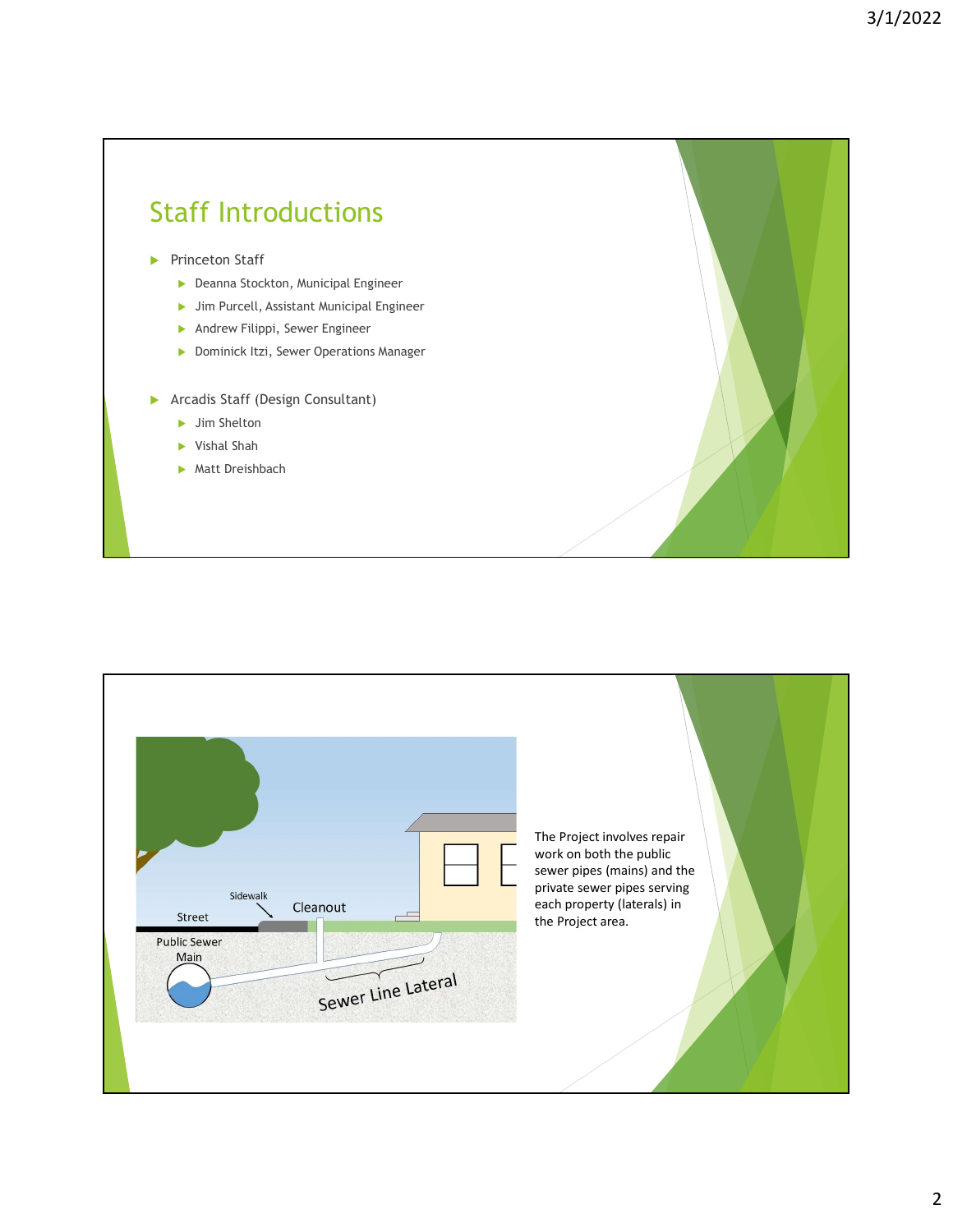## Staff Introductions

- Princeton Staff
  - Deanna Stockton, Municipal Engineer
  - Jim Purcell, Assistant Municipal Engineer
  - Andrew Filippi, Sewer Engineer
  - Dominick Itzi, Sewer Operations Manager
- Arcadis Staff (Design Consultant)
  - Jim Shelton
  - Vishal Shah
  - Matt Dreishbach

---

Street

Sidewalk

Cleanout

Public Sewer Main

Sewer Line Lateral

The Project involves repair work on both the public sewer pipes (mains) and the private sewer pipes serving each property (laterals) in the Project area.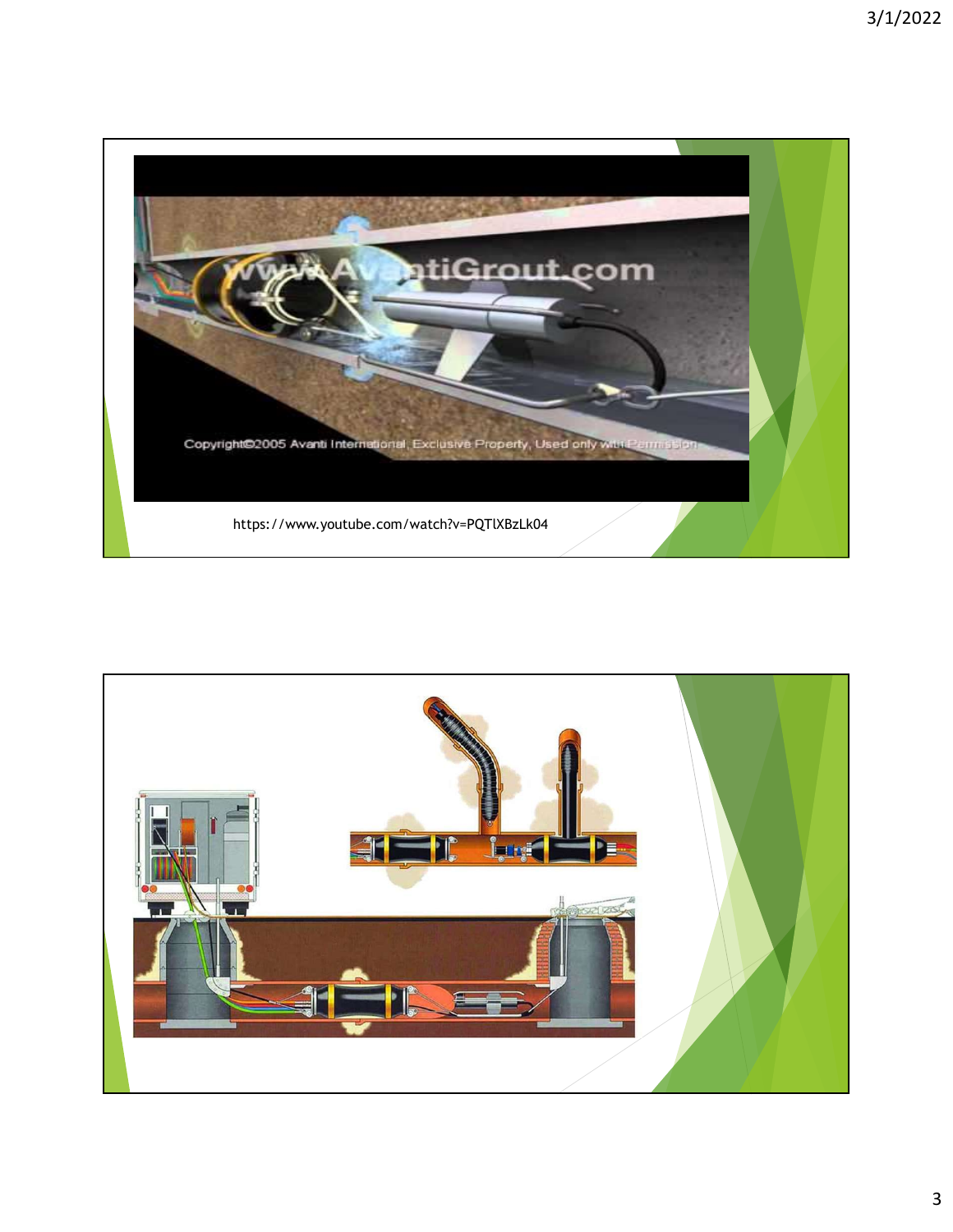https://www.youtube.com/watch?v=PQTlXBzLk04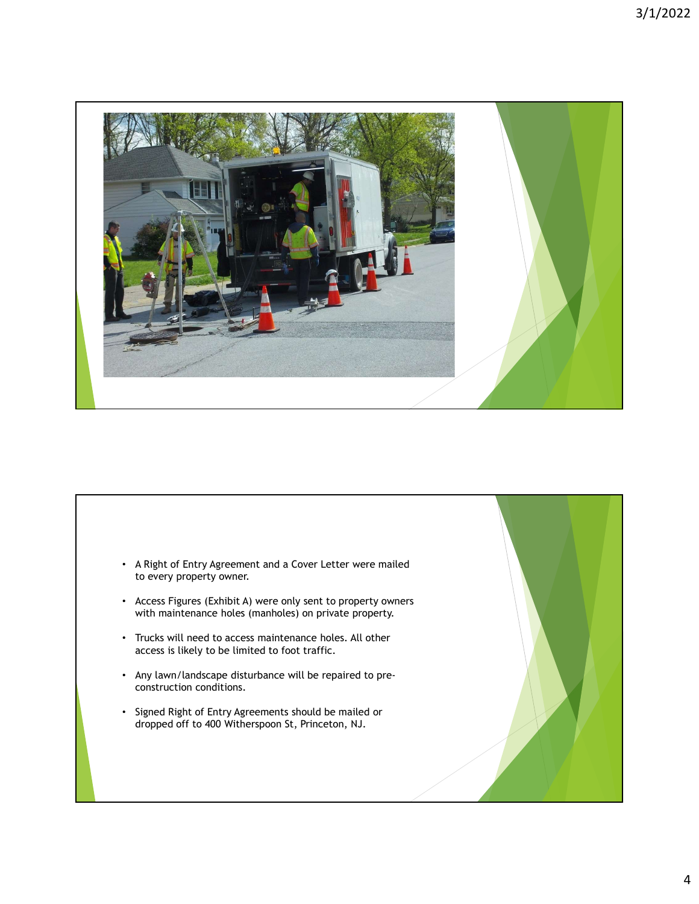- A Right of Entry Agreement and a Cover Letter were mailed to every property owner.
- Access Figures (Exhibit A) were only sent to property owners with maintenance holes (manholes) on private property.
- Trucks will need to access maintenance holes. All other access is likely to be limited to foot traffic.
- Any lawn/landscape disturbance will be repaired to pre-construction conditions.
- Signed Right of Entry Agreements should be mailed or dropped off to 400 Witherspoon St, Princeton, NJ.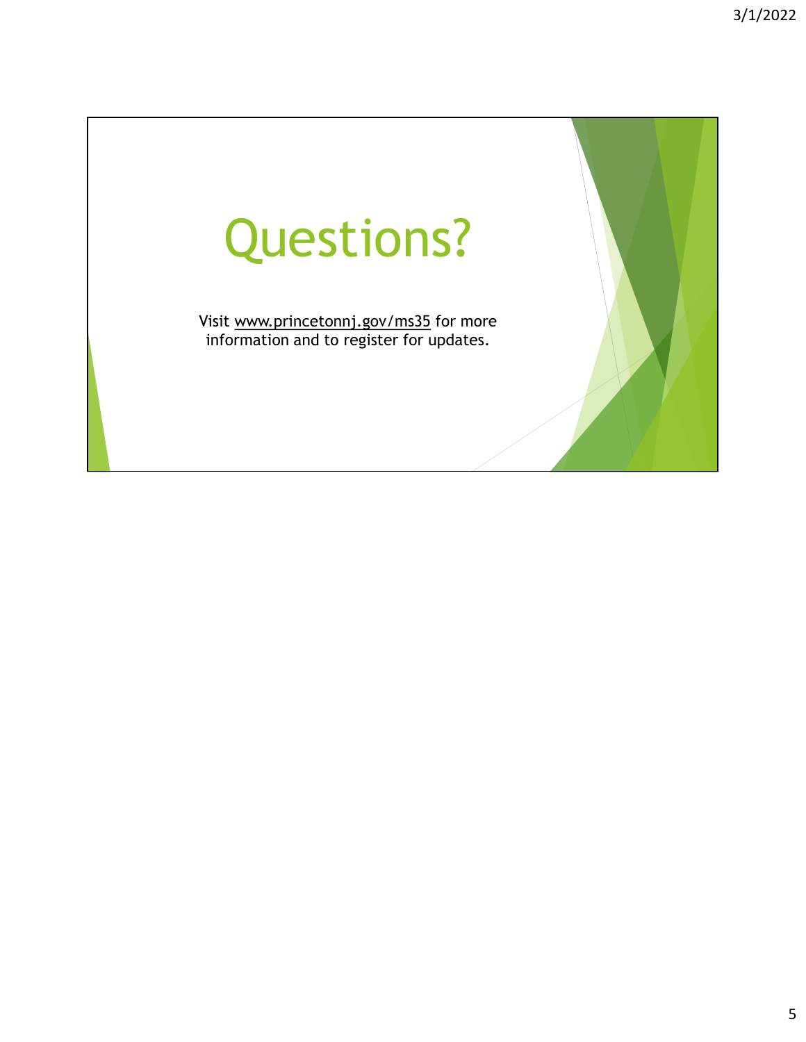# Questions?

Visit www.princetonnj.gov/ms35 for more information and to register for updates.